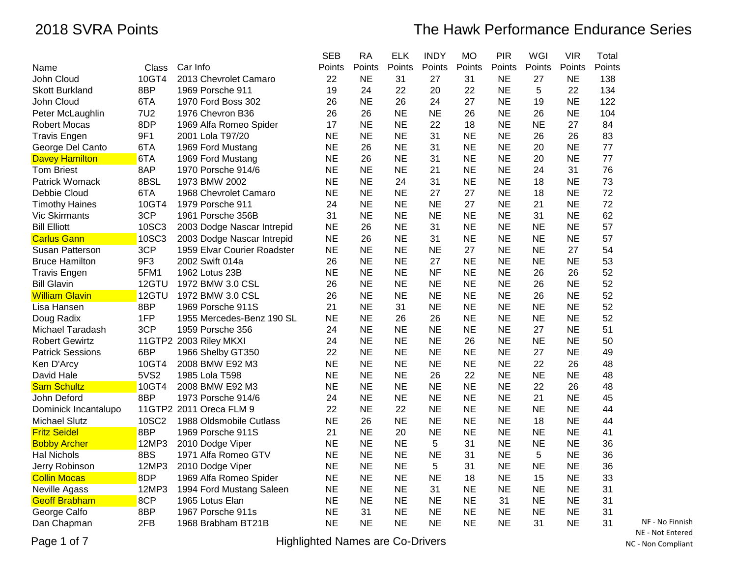# 2018 SVRA Points

## The Hawk Performance Endurance Series

| Name | Class | Car Info | SEB Points | RA Points | ELK Points | INDY Points | MO Points | PIR Points | WGI Points | VIR Points | Total Points |
|---|---|---|---|---|---|---|---|---|---|---|---|
| John Cloud | 10GT4 | 2013 Chevrolet Camaro | 22 | NE | 31 | 27 | 31 | NE | 27 | NE | 138 |
| Skott Burkland | 8BP | 1969 Porsche 911 | 19 | 24 | 22 | 20 | 22 | NE | 5 | 22 | 134 |
| John Cloud | 6TA | 1970 Ford Boss 302 | 26 | NE | 26 | 24 | 27 | NE | 19 | NE | 122 |
| Peter McLaughlin | 7U2 | 1976 Chevron B36 | 26 | 26 | NE | NE | 26 | NE | 26 | NE | 104 |
| Robert Mocas | 8DP | 1969 Alfa Romeo Spider | 17 | NE | NE | 22 | 18 | NE | NE | 27 | 84 |
| Travis Engen | 9F1 | 2001 Lola T97/20 | NE | NE | NE | 31 | NE | NE | 26 | 26 | 83 |
| George Del Canto | 6TA | 1969 Ford Mustang | NE | 26 | NE | 31 | NE | NE | 20 | NE | 77 |
| Davey Hamilton | 6TA | 1969 Ford Mustang | NE | 26 | NE | 31 | NE | NE | 20 | NE | 77 |
| Tom Briest | 8AP | 1970 Porsche 914/6 | NE | NE | NE | 21 | NE | NE | 24 | 31 | 76 |
| Patrick Womack | 8BSL | 1973 BMW 2002 | NE | NE | 24 | 31 | NE | NE | 18 | NE | 73 |
| Debbie Cloud | 6TA | 1968 Chevrolet Camaro | NE | NE | NE | 27 | 27 | NE | 18 | NE | 72 |
| Timothy Haines | 10GT4 | 1979 Porsche 911 | 24 | NE | NE | NE | 27 | NE | 21 | NE | 72 |
| Vic Skirmants | 3CP | 1961 Porsche 356B | 31 | NE | NE | NE | NE | NE | 31 | NE | 62 |
| Bill Elliott | 10SC3 | 2003 Dodge Nascar Intrepid | NE | 26 | NE | 31 | NE | NE | NE | NE | 57 |
| Carlus Gann | 10SC3 | 2003 Dodge Nascar Intrepid | NE | 26 | NE | 31 | NE | NE | NE | NE | 57 |
| Susan Patterson | 3CP | 1959 Elvar Courier Roadster | NE | NE | NE | NE | 27 | NE | NE | 27 | 54 |
| Bruce Hamilton | 9F3 | 2002 Swift 014a | 26 | NE | NE | 27 | NE | NE | NE | NE | 53 |
| Travis Engen | 5FM1 | 1962 Lotus 23B | NE | NE | NE | NF | NE | NE | 26 | 26 | 52 |
| Bill Glavin | 12GTU | 1972 BMW 3.0 CSL | 26 | NE | NE | NE | NE | NE | 26 | NE | 52 |
| William Glavin | 12GTU | 1972 BMW 3.0 CSL | 26 | NE | NE | NE | NE | NE | 26 | NE | 52 |
| Lisa Hansen | 8BP | 1969 Porsche 911S | 21 | NE | 31 | NE | NE | NE | NE | NE | 52 |
| Doug Radix | 1FP | 1955 Mercedes-Benz 190 SL | NE | NE | 26 | 26 | NE | NE | NE | NE | 52 |
| Michael Taradash | 3CP | 1959 Porsche 356 | 24 | NE | NE | NE | NE | NE | 27 | NE | 51 |
| Robert Gewirtz | 11GTP2 | 2003 Riley MKXI | 24 | NE | NE | NE | 26 | NE | NE | NE | 50 |
| Patrick Sessions | 6BP | 1966 Shelby GT350 | 22 | NE | NE | NE | NE | NE | 27 | NE | 49 |
| Ken D'Arcy | 10GT4 | 2008 BMW E92 M3 | NE | NE | NE | NE | NE | NE | 22 | 26 | 48 |
| David Hale | 5VS2 | 1985 Lola T598 | NE | NE | NE | 26 | 22 | NE | NE | NE | 48 |
| Sam Schultz | 10GT4 | 2008 BMW E92 M3 | NE | NE | NE | NE | NE | NE | 22 | 26 | 48 |
| John Deford | 8BP | 1973 Porsche 914/6 | 24 | NE | NE | NE | NE | NE | 21 | NE | 45 |
| Dominick Incantalupo | 11GTP2 | 2011 Oreca FLM 9 | 22 | NE | 22 | NE | NE | NE | NE | NE | 44 |
| Michael Slutz | 10SC2 | 1988 Oldsmobile Cutlass | NE | 26 | NE | NE | NE | NE | 18 | NE | 44 |
| Fritz Seidel | 8BP | 1969 Porsche 911S | 21 | NE | 20 | NE | NE | NE | NE | NE | 41 |
| Bobby Archer | 12MP3 | 2010 Dodge Viper | NE | NE | NE | 5 | 31 | NE | NE | NE | 36 |
| Hal Nichols | 8BS | 1971 Alfa Romeo GTV | NE | NE | NE | NE | 31 | NE | 5 | NE | 36 |
| Jerry Robinson | 12MP3 | 2010 Dodge Viper | NE | NE | NE | 5 | 31 | NE | NE | NE | 36 |
| Collin Mocas | 8DP | 1969 Alfa Romeo Spider | NE | NE | NE | NE | 18 | NE | 15 | NE | 33 |
| Neville Agass | 12MP3 | 1994 Ford Mustang Saleen | NE | NE | NE | 31 | NE | NE | NE | NE | 31 |
| Geoff Brabham | 8CP | 1965 Lotus Elan | NE | NE | NE | NE | NE | 31 | NE | NE | 31 |
| George Calfo | 8BP | 1967 Porsche 911s | NE | 31 | NE | NE | NE | NE | NE | NE | 31 |
| Dan Chapman | 2FB | 1968 Brabham BT21B | NE | NE | NE | NE | NE | NE | 31 | NE | 31 |

NF - No Finnish
NE - Not Entered
NC - Non Compliant

Highlighted Names are Co-Drivers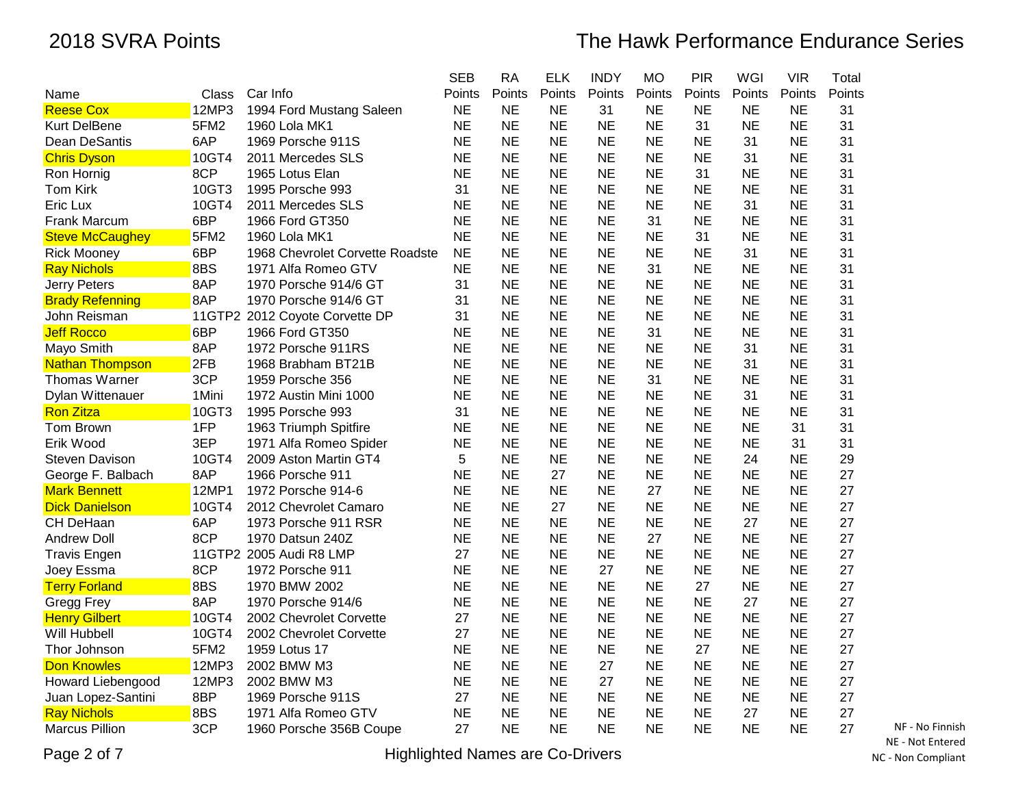## 2018 SVRA Points

## The Hawk Performance Endurance Series

| Name | Class | Car Info | SEB Points | RA Points | ELK Points | INDY Points | MO Points | PIR Points | WGI Points | VIR Points | Total Points |
|---|---|---|---|---|---|---|---|---|---|---|---|
| Reese Cox | 12MP3 | 1994 Ford Mustang Saleen | NE | NE | NE | 31 | NE | NE | NE | NE | 31 |
| Kurt DelBene | 5FM2 | 1960 Lola MK1 | NE | NE | NE | NE | NE | 31 | NE | NE | 31 |
| Dean DeSantis | 6AP | 1969 Porsche 911S | NE | NE | NE | NE | NE | NE | 31 | NE | 31 |
| Chris Dyson | 10GT4 | 2011 Mercedes SLS | NE | NE | NE | NE | NE | NE | 31 | NE | 31 |
| Ron Hornig | 8CP | 1965 Lotus Elan | NE | NE | NE | NE | NE | 31 | NE | NE | 31 |
| Tom Kirk | 10GT3 | 1995 Porsche 993 | 31 | NE | NE | NE | NE | NE | NE | NE | 31 |
| Eric Lux | 10GT4 | 2011 Mercedes SLS | NE | NE | NE | NE | NE | NE | 31 | NE | 31 |
| Frank Marcum | 6BP | 1966 Ford GT350 | NE | NE | NE | NE | 31 | NE | NE | NE | 31 |
| Steve McCaughey | 5FM2 | 1960 Lola MK1 | NE | NE | NE | NE | NE | 31 | NE | NE | 31 |
| Rick Mooney | 6BP | 1968 Chevrolet Corvette Roadste | NE | NE | NE | NE | NE | NE | 31 | NE | 31 |
| Ray Nichols | 8BS | 1971 Alfa Romeo GTV | NE | NE | NE | NE | 31 | NE | NE | NE | 31 |
| Jerry Peters | 8AP | 1970 Porsche 914/6 GT | 31 | NE | NE | NE | NE | NE | NE | NE | 31 |
| Brady Refenning | 8AP | 1970 Porsche 914/6 GT | 31 | NE | NE | NE | NE | NE | NE | NE | 31 |
| John Reisman | 11GTP2 | 2012 Coyote Corvette DP | 31 | NE | NE | NE | NE | NE | NE | NE | 31 |
| Jeff Rocco | 6BP | 1966 Ford GT350 | NE | NE | NE | NE | 31 | NE | NE | NE | 31 |
| Mayo Smith | 8AP | 1972 Porsche 911RS | NE | NE | NE | NE | NE | NE | 31 | NE | 31 |
| Nathan Thompson | 2FB | 1968 Brabham BT21B | NE | NE | NE | NE | NE | NE | 31 | NE | 31 |
| Thomas Warner | 3CP | 1959 Porsche 356 | NE | NE | NE | NE | 31 | NE | NE | NE | 31 |
| Dylan Wittenauer | 1Mini | 1972 Austin Mini 1000 | NE | NE | NE | NE | NE | NE | 31 | NE | 31 |
| Ron Zitza | 10GT3 | 1995 Porsche 993 | 31 | NE | NE | NE | NE | NE | NE | NE | 31 |
| Tom Brown | 1FP | 1963 Triumph Spitfire | NE | NE | NE | NE | NE | NE | NE | 31 | 31 |
| Erik Wood | 3EP | 1971 Alfa Romeo Spider | NE | NE | NE | NE | NE | NE | NE | 31 | 31 |
| Steven Davison | 10GT4 | 2009 Aston Martin GT4 | 5 | NE | NE | NE | NE | NE | 24 | NE | 29 |
| George F. Balbach | 8AP | 1966 Porsche 911 | NE | NE | 27 | NE | NE | NE | NE | NE | 27 |
| Mark Bennett | 12MP1 | 1972 Porsche 914-6 | NE | NE | NE | NE | 27 | NE | NE | NE | 27 |
| Dick Danielson | 10GT4 | 2012 Chevrolet Camaro | NE | NE | 27 | NE | NE | NE | NE | NE | 27 |
| CH DeHaan | 6AP | 1973 Porsche 911 RSR | NE | NE | NE | NE | NE | NE | 27 | NE | 27 |
| Andrew Doll | 8CP | 1970 Datsun 240Z | NE | NE | NE | NE | 27 | NE | NE | NE | 27 |
| Travis Engen | 11GTP2 | 2005 Audi R8 LMP | 27 | NE | NE | NE | NE | NE | NE | NE | 27 |
| Joey Essma | 8CP | 1972 Porsche 911 | NE | NE | NE | 27 | NE | NE | NE | NE | 27 |
| Terry Forland | 8BS | 1970 BMW 2002 | NE | NE | NE | NE | NE | 27 | NE | NE | 27 |
| Gregg Frey | 8AP | 1970 Porsche 914/6 | NE | NE | NE | NE | NE | NE | 27 | NE | 27 |
| Henry Gilbert | 10GT4 | 2002 Chevrolet Corvette | 27 | NE | NE | NE | NE | NE | NE | NE | 27 |
| Will Hubbell | 10GT4 | 2002 Chevrolet Corvette | 27 | NE | NE | NE | NE | NE | NE | NE | 27 |
| Thor Johnson | 5FM2 | 1959 Lotus 17 | NE | NE | NE | NE | NE | 27 | NE | NE | 27 |
| Don Knowles | 12MP3 | 2002 BMW M3 | NE | NE | NE | 27 | NE | NE | NE | NE | 27 |
| Howard Liebengood | 12MP3 | 2002 BMW M3 | NE | NE | NE | 27 | NE | NE | NE | NE | 27 |
| Juan Lopez-Santini | 8BP | 1969 Porsche 911S | 27 | NE | NE | NE | NE | NE | NE | NE | 27 |
| Ray Nichols | 8BS | 1971 Alfa Romeo GTV | NE | NE | NE | NE | NE | NE | 27 | NE | 27 |
| Marcus Pillion | 3CP | 1960 Porsche 356B Coupe | 27 | NE | NE | NE | NE | NE | NE | NE | 27 |

NF - No Finnish
NE - Not Entered
NC - Non Compliant

Highlighted Names are Co-Drivers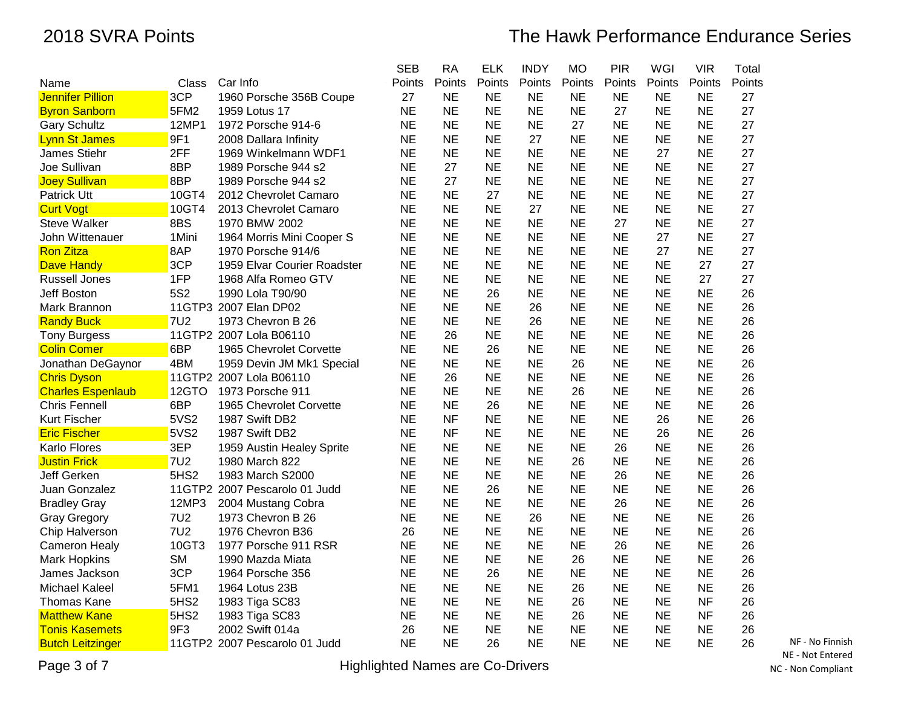# 2018 SVRA Points

## The Hawk Performance Endurance Series

| Name | Class | Car Info | SEB Points | RA Points | ELK Points | INDY Points | MO Points | PIR Points | WGI Points | VIR Points | Total Points |
|---|---|---|---|---|---|---|---|---|---|---|---|
| Jennifer Pillion | 3CP | 1960 Porsche 356B Coupe | 27 | NE | NE | NE | NE | NE | NE | NE | 27 |
| Byron Sanborn | 5FM2 | 1959 Lotus 17 | NE | NE | NE | NE | NE | 27 | NE | NE | 27 |
| Gary Schultz | 12MP1 | 1972 Porsche 914-6 | NE | NE | NE | NE | 27 | NE | NE | NE | 27 |
| Lynn St James | 9F1 | 2008 Dallara Infinity | NE | NE | NE | 27 | NE | NE | NE | NE | 27 |
| James Stiehr | 2FF | 1969 Winkelmann WDF1 | NE | NE | NE | NE | NE | NE | 27 | NE | 27 |
| Joe Sullivan | 8BP | 1989 Porsche 944 s2 | NE | 27 | NE | NE | NE | NE | NE | NE | 27 |
| Joey Sullivan | 8BP | 1989 Porsche 944 s2 | NE | 27 | NE | NE | NE | NE | NE | NE | 27 |
| Patrick Utt | 10GT4 | 2012 Chevrolet Camaro | NE | NE | 27 | NE | NE | NE | NE | NE | 27 |
| Curt Vogt | 10GT4 | 2013 Chevrolet Camaro | NE | NE | NE | 27 | NE | NE | NE | NE | 27 |
| Steve Walker | 8BS | 1970 BMW 2002 | NE | NE | NE | NE | NE | 27 | NE | NE | 27 |
| John Wittenauer | 1Mini | 1964 Morris Mini Cooper S | NE | NE | NE | NE | NE | NE | 27 | NE | 27 |
| Ron Zitza | 8AP | 1970 Porsche 914/6 | NE | NE | NE | NE | NE | NE | 27 | NE | 27 |
| Dave Handy | 3CP | 1959 Elvar Courier Roadster | NE | NE | NE | NE | NE | NE | NE | 27 | 27 |
| Russell Jones | 1FP | 1968 Alfa Romeo GTV | NE | NE | NE | NE | NE | NE | NE | 27 | 27 |
| Jeff Boston | 5S2 | 1990 Lola T90/90 | NE | NE | 26 | NE | NE | NE | NE | NE | 26 |
| Mark Brannon | 11GTP3 | 2007 Elan DP02 | NE | NE | NE | 26 | NE | NE | NE | NE | 26 |
| Randy Buck | 7U2 | 1973 Chevron B 26 | NE | NE | NE | 26 | NE | NE | NE | NE | 26 |
| Tony Burgess | 11GTP2 | 2007 Lola B06110 | NE | 26 | NE | NE | NE | NE | NE | NE | 26 |
| Colin Comer | 6BP | 1965 Chevrolet Corvette | NE | NE | 26 | NE | NE | NE | NE | NE | 26 |
| Jonathan DeGaynor | 4BM | 1959 Devin JM Mk1 Special | NE | NE | NE | NE | 26 | NE | NE | NE | 26 |
| Chris Dyson | 11GTP2 | 2007 Lola B06110 | NE | 26 | NE | NE | NE | NE | NE | NE | 26 |
| Charles Espenlaub | 12GTO | 1973 Porsche 911 | NE | NE | NE | NE | 26 | NE | NE | NE | 26 |
| Chris Fennell | 6BP | 1965 Chevrolet Corvette | NE | NE | 26 | NE | NE | NE | NE | NE | 26 |
| Kurt Fischer | 5VS2 | 1987 Swift DB2 | NE | NF | NE | NE | NE | NE | 26 | NE | 26 |
| Eric Fischer | 5VS2 | 1987 Swift DB2 | NE | NF | NE | NE | NE | NE | 26 | NE | 26 |
| Karlo Flores | 3EP | 1959 Austin Healey Sprite | NE | NE | NE | NE | NE | 26 | NE | NE | 26 |
| Justin Frick | 7U2 | 1980 March 822 | NE | NE | NE | NE | 26 | NE | NE | NE | 26 |
| Jeff Gerken | 5HS2 | 1983 March S2000 | NE | NE | NE | NE | NE | 26 | NE | NE | 26 |
| Juan Gonzalez | 11GTP2 | 2007 Pescarolo 01 Judd | NE | NE | 26 | NE | NE | NE | NE | NE | 26 |
| Bradley Gray | 12MP3 | 2004 Mustang Cobra | NE | NE | NE | NE | NE | 26 | NE | NE | 26 |
| Gray Gregory | 7U2 | 1973 Chevron B 26 | NE | NE | NE | 26 | NE | NE | NE | NE | 26 |
| Chip Halverson | 7U2 | 1976 Chevron B36 | 26 | NE | NE | NE | NE | NE | NE | NE | 26 |
| Cameron Healy | 10GT3 | 1977 Porsche 911 RSR | NE | NE | NE | NE | NE | 26 | NE | NE | 26 |
| Mark Hopkins | SM | 1990 Mazda Miata | NE | NE | NE | NE | 26 | NE | NE | NE | 26 |
| James Jackson | 3CP | 1964 Porsche 356 | NE | NE | 26 | NE | NE | NE | NE | NE | 26 |
| Michael Kaleel | 5FM1 | 1964 Lotus 23B | NE | NE | NE | NE | 26 | NE | NE | NE | 26 |
| Thomas Kane | 5HS2 | 1983 Tiga SC83 | NE | NE | NE | NE | 26 | NE | NE | NF | 26 |
| Matthew Kane | 5HS2 | 1983 Tiga SC83 | NE | NE | NE | NE | 26 | NE | NE | NF | 26 |
| Tonis Kasemets | 9F3 | 2002 Swift 014a | 26 | NE | NE | NE | NE | NE | NE | NE | 26 |
| Butch Leitzinger | 11GTP2 | 2007 Pescarolo 01 Judd | NE | NE | 26 | NE | NE | NE | NE | NE | 26 |

NF - No Finnish
NE - Not Entered
NC - Non Compliant

Highlighted Names are Co-Drivers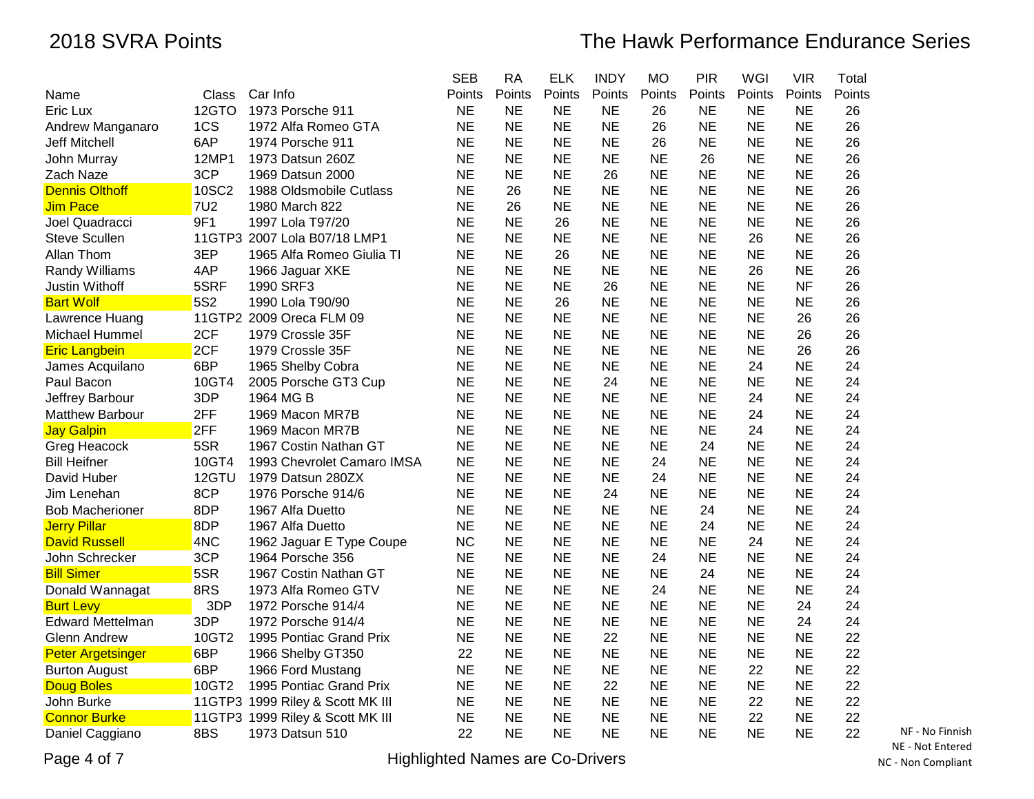# 2018 SVRA Points

# The Hawk Performance Endurance Series

| Name | Class | Car Info | SEB Points | RA Points | ELK Points | INDY Points | MO Points | PIR Points | WGI Points | VIR Points | Total Points |
|---|---|---|---|---|---|---|---|---|---|---|---|
| Eric Lux | 12GTO | 1973 Porsche 911 | NE | NE | NE | NE | 26 | NE | NE | NE | 26 |
| Andrew Manganaro | 1CS | 1972 Alfa Romeo GTA | NE | NE | NE | NE | 26 | NE | NE | NE | 26 |
| Jeff Mitchell | 6AP | 1974 Porsche 911 | NE | NE | NE | NE | 26 | NE | NE | NE | 26 |
| John Murray | 12MP1 | 1973 Datsun 260Z | NE | NE | NE | NE | NE | 26 | NE | NE | 26 |
| Zach Naze | 3CP | 1969 Datsun 2000 | NE | NE | NE | 26 | NE | NE | NE | NE | 26 |
| Dennis Olthoff | 10SC2 | 1988 Oldsmobile Cutlass | NE | 26 | NE | NE | NE | NE | NE | NE | 26 |
| Jim Pace | 7U2 | 1980 March 822 | NE | 26 | NE | NE | NE | NE | NE | NE | 26 |
| Joel Quadracci | 9F1 | 1997 Lola T97/20 | NE | NE | 26 | NE | NE | NE | NE | NE | 26 |
| Steve Scullen | 11GTP3 | 2007 Lola B07/18 LMP1 | NE | NE | NE | NE | NE | NE | 26 | NE | 26 |
| Allan Thom | 3EP | 1965 Alfa Romeo Giulia TI | NE | NE | 26 | NE | NE | NE | NE | NE | 26 |
| Randy Williams | 4AP | 1966 Jaguar XKE | NE | NE | NE | NE | NE | NE | 26 | NE | 26 |
| Justin Withoff | 5SRF | 1990 SRF3 | NE | NE | NE | 26 | NE | NE | NE | NF | 26 |
| Bart Wolf | 5S2 | 1990 Lola T90/90 | NE | NE | 26 | NE | NE | NE | NE | NE | 26 |
| Lawrence Huang | 11GTP2 | 2009 Oreca FLM 09 | NE | NE | NE | NE | NE | NE | NE | 26 | 26 |
| Michael Hummel | 2CF | 1979 Crossle 35F | NE | NE | NE | NE | NE | NE | NE | 26 | 26 |
| Eric Langbein | 2CF | 1979 Crossle 35F | NE | NE | NE | NE | NE | NE | NE | 26 | 26 |
| James Acquilano | 6BP | 1965 Shelby Cobra | NE | NE | NE | NE | NE | NE | 24 | NE | 24 |
| Paul Bacon | 10GT4 | 2005 Porsche GT3 Cup | NE | NE | NE | 24 | NE | NE | NE | NE | 24 |
| Jeffrey Barbour | 3DP | 1964 MG B | NE | NE | NE | NE | NE | NE | 24 | NE | 24 |
| Matthew Barbour | 2FF | 1969 Macon MR7B | NE | NE | NE | NE | NE | NE | 24 | NE | 24 |
| Jay Galpin | 2FF | 1969 Macon MR7B | NE | NE | NE | NE | NE | NE | 24 | NE | 24 |
| Greg Heacock | 5SR | 1967 Costin Nathan GT | NE | NE | NE | NE | NE | 24 | NE | NE | 24 |
| Bill Heifner | 10GT4 | 1993 Chevrolet Camaro IMSA | NE | NE | NE | NE | 24 | NE | NE | NE | 24 |
| David Huber | 12GTU | 1979 Datsun 280ZX | NE | NE | NE | NE | 24 | NE | NE | NE | 24 |
| Jim Lenehan | 8CP | 1976 Porsche 914/6 | NE | NE | NE | 24 | NE | NE | NE | NE | 24 |
| Bob Macherioner | 8DP | 1967 Alfa Duetto | NE | NE | NE | NE | NE | 24 | NE | NE | 24 |
| Jerry Pillar | 8DP | 1967 Alfa Duetto | NE | NE | NE | NE | NE | 24 | NE | NE | 24 |
| David Russell | 4NC | 1962 Jaguar E Type Coupe | NC | NE | NE | NE | NE | NE | 24 | NE | 24 |
| John Schrecker | 3CP | 1964 Porsche 356 | NE | NE | NE | NE | 24 | NE | NE | NE | 24 |
| Bill Simer | 5SR | 1967 Costin Nathan GT | NE | NE | NE | NE | NE | 24 | NE | NE | 24 |
| Donald Wannagat | 8RS | 1973 Alfa Romeo GTV | NE | NE | NE | NE | 24 | NE | NE | NE | 24 |
| Burt Levy | 3DP | 1972 Porsche 914/4 | NE | NE | NE | NE | NE | NE | NE | 24 | 24 |
| Edward Mettelman | 3DP | 1972 Porsche 914/4 | NE | NE | NE | NE | NE | NE | NE | 24 | 24 |
| Glenn Andrew | 10GT2 | 1995 Pontiac Grand Prix | NE | NE | NE | 22 | NE | NE | NE | NE | 22 |
| Peter Argetsinger | 6BP | 1966 Shelby GT350 | 22 | NE | NE | NE | NE | NE | NE | NE | 22 |
| Burton August | 6BP | 1966 Ford Mustang | NE | NE | NE | NE | NE | NE | 22 | NE | 22 |
| Doug Boles | 10GT2 | 1995 Pontiac Grand Prix | NE | NE | NE | 22 | NE | NE | NE | NE | 22 |
| John Burke | 11GTP3 | 1999 Riley & Scott MK III | NE | NE | NE | NE | NE | NE | 22 | NE | 22 |
| Connor Burke | 11GTP3 | 1999 Riley & Scott MK III | NE | NE | NE | NE | NE | NE | 22 | NE | 22 |
| Daniel Caggiano | 8BS | 1973 Datsun 510 | 22 | NE | NE | NE | NE | NE | NE | NE | 22 |

Highlighted Names are Co-Drivers

NF - No Finnish
NE - Not Entered
NC - Non Compliant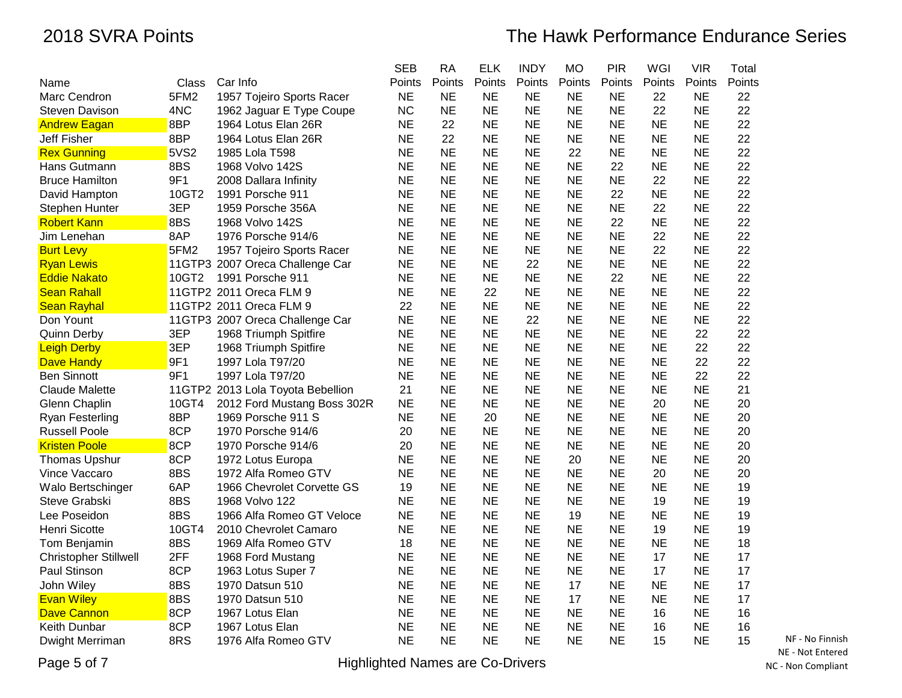# 2018 SVRA Points

## The Hawk Performance Endurance Series

| Name | Class | Car Info | SEB Points | RA Points | ELK Points | INDY Points | MO Points | PIR Points | WGI Points | VIR Points | Total Points |
|---|---|---|---|---|---|---|---|---|---|---|---|
| Marc Cendron | 5FM2 | 1957 Tojeiro Sports Racer | NE | NE | NE | NE | NE | NE | 22 | NE | 22 |
| Steven Davison | 4NC | 1962 Jaguar E Type Coupe | NC | NE | NE | NE | NE | NE | 22 | NE | 22 |
| Andrew Eagan | 8BP | 1964 Lotus Elan 26R | NE | 22 | NE | NE | NE | NE | NE | NE | 22 |
| Jeff Fisher | 8BP | 1964 Lotus Elan 26R | NE | 22 | NE | NE | NE | NE | NE | NE | 22 |
| Rex Gunning | 5VS2 | 1985 Lola T598 | NE | NE | NE | NE | 22 | NE | NE | NE | 22 |
| Hans Gutmann | 8BS | 1968 Volvo 142S | NE | NE | NE | NE | NE | 22 | NE | NE | 22 |
| Bruce Hamilton | 9F1 | 2008 Dallara Infinity | NE | NE | NE | NE | NE | NE | 22 | NE | 22 |
| David Hampton | 10GT2 | 1991 Porsche 911 | NE | NE | NE | NE | NE | 22 | NE | NE | 22 |
| Stephen Hunter | 3EP | 1959 Porsche 356A | NE | NE | NE | NE | NE | NE | 22 | NE | 22 |
| Robert Kann | 8BS | 1968 Volvo 142S | NE | NE | NE | NE | NE | 22 | NE | NE | 22 |
| Jim Lenehan | 8AP | 1976 Porsche 914/6 | NE | NE | NE | NE | NE | NE | 22 | NE | 22 |
| Burt Levy | 5FM2 | 1957 Tojeiro Sports Racer | NE | NE | NE | NE | NE | NE | 22 | NE | 22 |
| Ryan Lewis | 11GTP3 | 2007 Oreca Challenge Car | NE | NE | NE | 22 | NE | NE | NE | NE | 22 |
| Eddie Nakato | 10GT2 | 1991 Porsche 911 | NE | NE | NE | NE | NE | 22 | NE | NE | 22 |
| Sean Rahall | 11GTP2 | 2011 Oreca FLM 9 | NE | NE | 22 | NE | NE | NE | NE | NE | 22 |
| Sean Rayhal | 11GTP2 | 2011 Oreca FLM 9 | 22 | NE | NE | NE | NE | NE | NE | NE | 22 |
| Don Yount | 11GTP3 | 2007 Oreca Challenge Car | NE | NE | NE | 22 | NE | NE | NE | NE | 22 |
| Quinn Derby | 3EP | 1968 Triumph Spitfire | NE | NE | NE | NE | NE | NE | NE | 22 | 22 |
| Leigh Derby | 3EP | 1968 Triumph Spitfire | NE | NE | NE | NE | NE | NE | NE | 22 | 22 |
| Dave Handy | 9F1 | 1997 Lola T97/20 | NE | NE | NE | NE | NE | NE | NE | 22 | 22 |
| Ben Sinnott | 9F1 | 1997 Lola T97/20 | NE | NE | NE | NE | NE | NE | NE | 22 | 22 |
| Claude Malette | 11GTP2 | 2013 Lola Toyota Bebellion | 21 | NE | NE | NE | NE | NE | NE | NE | 21 |
| Glenn Chaplin | 10GT4 | 2012 Ford Mustang Boss 302R | NE | NE | NE | NE | NE | NE | 20 | NE | 20 |
| Ryan Festerling | 8BP | 1969 Porsche 911 S | NE | NE | 20 | NE | NE | NE | NE | NE | 20 |
| Russell Poole | 8CP | 1970 Porsche 914/6 | 20 | NE | NE | NE | NE | NE | NE | NE | 20 |
| Kristen Poole | 8CP | 1970 Porsche 914/6 | 20 | NE | NE | NE | NE | NE | NE | NE | 20 |
| Thomas Upshur | 8CP | 1972 Lotus Europa | NE | NE | NE | NE | 20 | NE | NE | NE | 20 |
| Vince Vaccaro | 8BS | 1972 Alfa Romeo GTV | NE | NE | NE | NE | NE | NE | 20 | NE | 20 |
| Walo Bertschinger | 6AP | 1966 Chevrolet Corvette GS | 19 | NE | NE | NE | NE | NE | NE | NE | 19 |
| Steve Grabski | 8BS | 1968 Volvo 122 | NE | NE | NE | NE | NE | NE | 19 | NE | 19 |
| Lee Poseidon | 8BS | 1966 Alfa Romeo GT Veloce | NE | NE | NE | NE | 19 | NE | NE | NE | 19 |
| Henri Sicotte | 10GT4 | 2010 Chevrolet Camaro | NE | NE | NE | NE | NE | NE | 19 | NE | 19 |
| Tom Benjamin | 8BS | 1969 Alfa Romeo GTV | 18 | NE | NE | NE | NE | NE | NE | NE | 18 |
| Christopher Stillwell | 2FF | 1968 Ford Mustang | NE | NE | NE | NE | NE | NE | 17 | NE | 17 |
| Paul Stinson | 8CP | 1963 Lotus Super 7 | NE | NE | NE | NE | NE | NE | 17 | NE | 17 |
| John Wiley | 8BS | 1970 Datsun 510 | NE | NE | NE | NE | 17 | NE | NE | NE | 17 |
| Evan Wiley | 8BS | 1970 Datsun 510 | NE | NE | NE | NE | 17 | NE | NE | NE | 17 |
| Dave Cannon | 8CP | 1967 Lotus Elan | NE | NE | NE | NE | NE | NE | 16 | NE | 16 |
| Keith Dunbar | 8CP | 1967 Lotus Elan | NE | NE | NE | NE | NE | NE | 16 | NE | 16 |
| Dwight Merriman | 8RS | 1976 Alfa Romeo GTV | NE | NE | NE | NE | NE | NE | 15 | NE | 15 |

Highlighted Names are Co-Drivers

NF - No Finnish
NE - Not Entered
NC - Non Compliant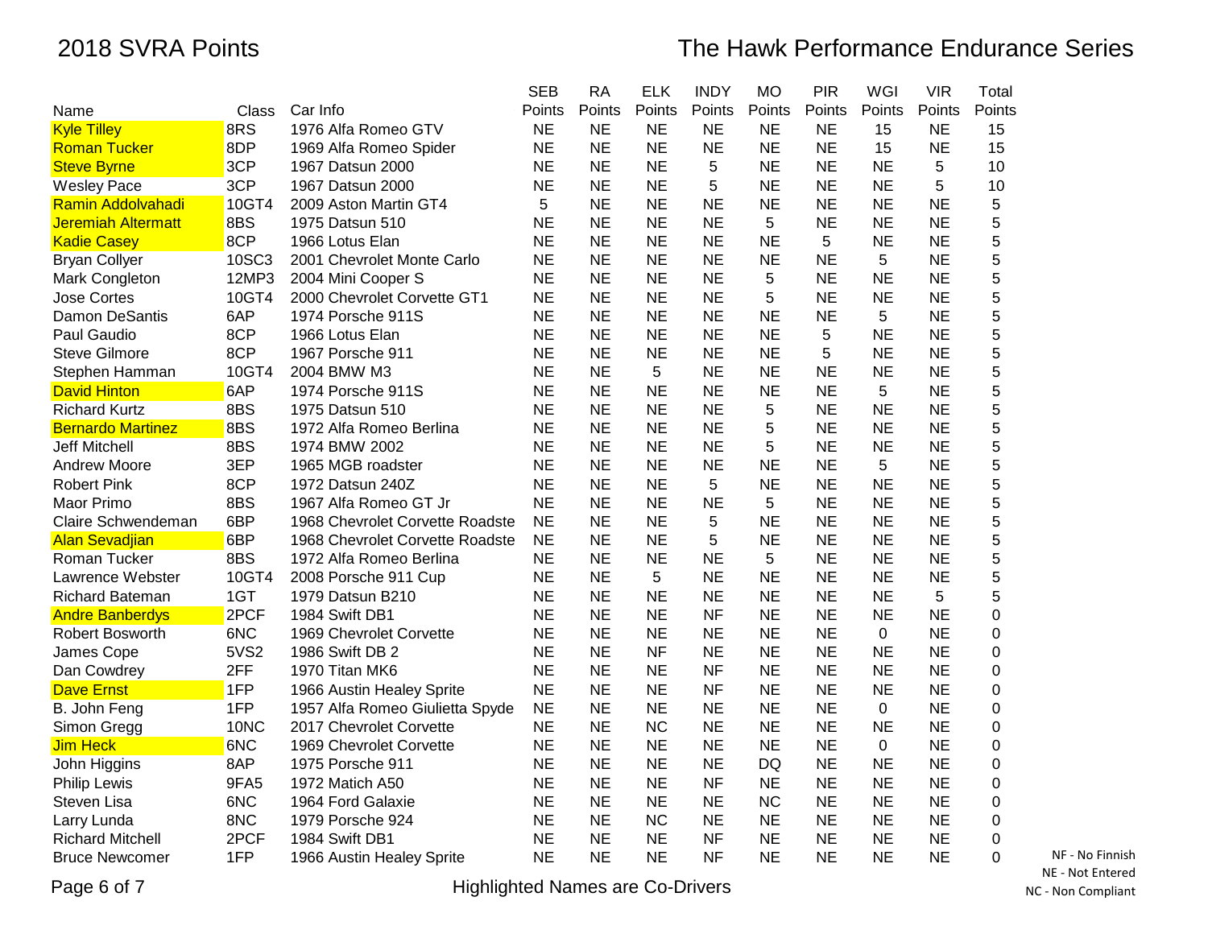# 2018 SVRA Points

## The Hawk Performance Endurance Series

| Name | Class | Car Info | SEB Points | RA Points | ELK Points | INDY Points | MO Points | PIR Points | WGI Points | VIR Points | Total Points |
|---|---|---|---|---|---|---|---|---|---|---|---|
| Kyle Tilley | 8RS | 1976 Alfa Romeo GTV | NE | NE | NE | NE | NE | NE | 15 | NE | 15 |
| Roman Tucker | 8DP | 1969 Alfa Romeo Spider | NE | NE | NE | NE | NE | NE | 15 | NE | 15 |
| Steve Byrne | 3CP | 1967 Datsun 2000 | NE | NE | NE | 5 | NE | NE | NE | 5 | 10 |
| Wesley Pace | 3CP | 1967 Datsun 2000 | NE | NE | NE | 5 | NE | NE | NE | 5 | 10 |
| Ramin Addolvahadi | 10GT4 | 2009 Aston Martin GT4 | 5 | NE | NE | NE | NE | NE | NE | NE | 5 |
| Jeremiah Altermatt | 8BS | 1975 Datsun 510 | NE | NE | NE | NE | 5 | NE | NE | NE | 5 |
| Kadie Casey | 8CP | 1966 Lotus Elan | NE | NE | NE | NE | NE | 5 | NE | NE | 5 |
| Bryan Collyer | 10SC3 | 2001 Chevrolet Monte Carlo | NE | NE | NE | NE | NE | NE | 5 | NE | 5 |
| Mark Congleton | 12MP3 | 2004 Mini Cooper S | NE | NE | NE | NE | 5 | NE | NE | NE | 5 |
| Jose Cortes | 10GT4 | 2000 Chevrolet Corvette GT1 | NE | NE | NE | NE | 5 | NE | NE | NE | 5 |
| Damon DeSantis | 6AP | 1974 Porsche 911S | NE | NE | NE | NE | NE | NE | 5 | NE | 5 |
| Paul Gaudio | 8CP | 1966 Lotus Elan | NE | NE | NE | NE | NE | 5 | NE | NE | 5 |
| Steve Gilmore | 8CP | 1967 Porsche 911 | NE | NE | NE | NE | NE | 5 | NE | NE | 5 |
| Stephen Hamman | 10GT4 | 2004 BMW M3 | NE | NE | 5 | NE | NE | NE | NE | NE | 5 |
| David Hinton | 6AP | 1974 Porsche 911S | NE | NE | NE | NE | NE | NE | 5 | NE | 5 |
| Richard Kurtz | 8BS | 1975 Datsun 510 | NE | NE | NE | NE | 5 | NE | NE | NE | 5 |
| Bernardo Martinez | 8BS | 1972 Alfa Romeo Berlina | NE | NE | NE | NE | 5 | NE | NE | NE | 5 |
| Jeff Mitchell | 8BS | 1974 BMW 2002 | NE | NE | NE | NE | 5 | NE | NE | NE | 5 |
| Andrew Moore | 3EP | 1965 MGB roadster | NE | NE | NE | NE | NE | NE | 5 | NE | 5 |
| Robert Pink | 8CP | 1972 Datsun 240Z | NE | NE | NE | 5 | NE | NE | NE | NE | 5 |
| Maor Primo | 8BS | 1967 Alfa Romeo GT Jr | NE | NE | NE | NE | 5 | NE | NE | NE | 5 |
| Claire Schwendeman | 6BP | 1968 Chevrolet Corvette Roadste | NE | NE | NE | 5 | NE | NE | NE | NE | 5 |
| Alan Sevadjian | 6BP | 1968 Chevrolet Corvette Roadste | NE | NE | NE | 5 | NE | NE | NE | NE | 5 |
| Roman Tucker | 8BS | 1972 Alfa Romeo Berlina | NE | NE | NE | NE | 5 | NE | NE | NE | 5 |
| Lawrence Webster | 10GT4 | 2008 Porsche 911 Cup | NE | NE | 5 | NE | NE | NE | NE | NE | 5 |
| Richard Bateman | 1GT | 1979 Datsun B210 | NE | NE | NE | NE | NE | NE | NE | 5 | 5 |
| Andre Banberdys | 2PCF | 1984 Swift DB1 | NE | NE | NE | NF | NE | NE | NE | NE | 0 |
| Robert Bosworth | 6NC | 1969 Chevrolet Corvette | NE | NE | NE | NE | NE | NE | 0 | NE | 0 |
| James Cope | 5VS2 | 1986 Swift DB 2 | NE | NE | NF | NE | NE | NE | NE | NE | 0 |
| Dan Cowdrey | 2FF | 1970 Titan MK6 | NE | NE | NE | NF | NE | NE | NE | NE | 0 |
| Dave Ernst | 1FP | 1966 Austin Healey Sprite | NE | NE | NE | NF | NE | NE | NE | NE | 0 |
| B. John Feng | 1FP | 1957 Alfa Romeo Giulietta Spyde | NE | NE | NE | NE | NE | NE | 0 | NE | 0 |
| Simon Gregg | 10NC | 2017 Chevrolet Corvette | NE | NE | NC | NE | NE | NE | NE | NE | 0 |
| Jim Heck | 6NC | 1969 Chevrolet Corvette | NE | NE | NE | NE | NE | NE | 0 | NE | 0 |
| John Higgins | 8AP | 1975 Porsche 911 | NE | NE | NE | NE | DQ | NE | NE | NE | 0 |
| Philip Lewis | 9FA5 | 1972 Matich A50 | NE | NE | NE | NF | NE | NE | NE | NE | 0 |
| Steven Lisa | 6NC | 1964 Ford Galaxie | NE | NE | NE | NE | NC | NE | NE | NE | 0 |
| Larry Lunda | 8NC | 1979 Porsche 924 | NE | NE | NC | NE | NE | NE | NE | NE | 0 |
| Richard Mitchell | 2PCF | 1984 Swift DB1 | NE | NE | NE | NF | NE | NE | NE | NE | 0 |
| Bruce Newcomer | 1FP | 1966 Austin Healey Sprite | NE | NE | NE | NF | NE | NE | NE | NE | 0 |

NF - No Finnish
NE - Not Entered
NC - Non Compliant

Highlighted Names are Co-Drivers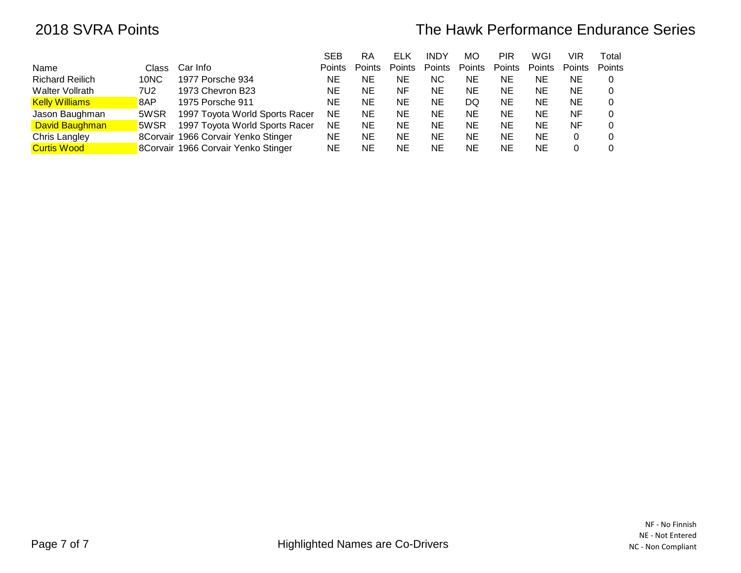# 2018 SVRA Points

## The Hawk Performance Endurance Series

| Name | Class | Car Info | SEB Points | RA Points | ELK Points | INDY Points | MO Points | PIR Points | WGI Points | VIR Points | Total Points |
|---|---|---|---|---|---|---|---|---|---|---|---|
| Richard Reilich | 10NC | 1977 Porsche 934 | NE | NE | NE | NC | NE | NE | NE | NE | 0 |
| Walter Vollrath | 7U2 | 1973 Chevron B23 | NE | NE | NF | NE | NE | NE | NE | NE | 0 |
| Kelly Williams | 8AP | 1975 Porsche 911 | NE | NE | NE | NE | DQ | NE | NE | NE | 0 |
| Jason Baughman | 5WSR | 1997 Toyota World Sports Racer | NE | NE | NE | NE | NE | NE | NE | NF | 0 |
| David Baughman | 5WSR | 1997 Toyota World Sports Racer | NE | NE | NE | NE | NE | NE | NE | NF | 0 |
| Chris Langley | 8Corvair | 1966 Corvair Yenko Stinger | NE | NE | NE | NE | NE | NE | NE | 0 | 0 |
| Curtis Wood | 8Corvair | 1966 Corvair Yenko Stinger | NE | NE | NE | NE | NE | NE | NE | 0 | 0 |

Highlighted Names are Co-Drivers

NF - No Finnish
NE - Not Entered
NC - Non Compliant